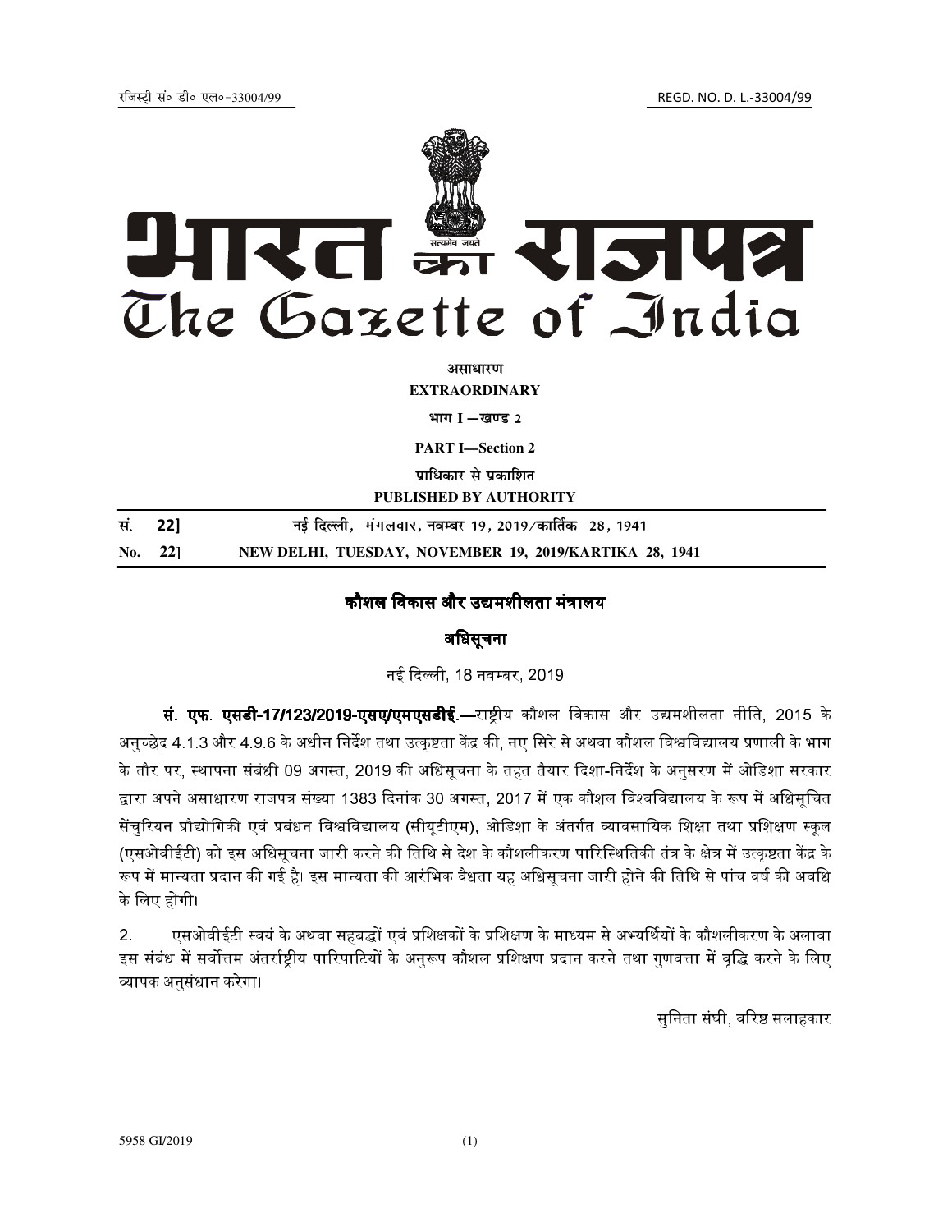रजिस्ट्री सं० डी० एल०-33004/99 REGD. NO. D. L.-33004/99

# भारत का राजपत्र
# The Gazette of India

**असाधारण**
**EXTRAORDINARY**

**भाग I —खण्ड 2**
**PART I—Section 2**

**प्राधिकार से प्रकाशित**
**PUBLISHED BY AUTHORITY**

| सं. 22] | नई दिल्ली, मंगलवार, नवम्बर 19, 2019/कार्तिक 28, 1941 |
|---|---|
| **No. 22]** | **NEW DELHI, TUESDAY, NOVEMBER 19, 2019/KARTIKA 28, 1941** |

## कौशल विकास और उद्यमशीलता मंत्रालय

### अधिसूचना

नई दिल्ली, 18 नवम्बर, 2019

**सं. एफ. एसडी-17/123/2019-एसए/एमएसडीई.**—राष्ट्रीय कौशल विकास और उद्यमशीलता नीति, 2015 के अनुच्छेद 4.1.3 और 4.9.6 के अधीन निर्देश तथा उत्कृष्टता केंद्र की, नए सिरे से अथवा कौशल विश्वविद्यालय प्रणाली के भाग के तौर पर, स्थापना संबंधी 09 अगस्त, 2019 की अधिसूचना के तहत तैयार दिशा-निर्देश के अनुसरण में ओडिशा सरकार द्वारा अपने असाधारण राजपत्र संख्या 1383 दिनांक 30 अगस्त, 2017 में एक कौशल विश्वविद्यालय के रूप में अधिसूचित सेंचुरियन प्रौद्योगिकी एवं प्रबंधन विश्वविद्यालय (सीयूटीएम), ओडिशा के अंतर्गत व्यावसायिक शिक्षा तथा प्रशिक्षण स्कूल (एसओवीईटी) को इस अधिसूचना जारी करने की तिथि से देश के कौशलीकरण पारिस्थितिकी तंत्र के क्षेत्र में उत्कृष्टता केंद्र के रूप में मान्यता प्रदान की गई है। इस मान्यता की आरंभिक वैधता यह अधिसूचना जारी होने की तिथि से पांच वर्ष की अवधि के लिए होगी।

2. एसओवीईटी स्वयं के अथवा सहबद्धों एवं प्रशिक्षकों के प्रशिक्षण के माध्यम से अभ्यर्थियों के कौशलीकरण के अलावा इस संबंध में सर्वोत्तम अंतर्राष्ट्रीय पारिपाटियों के अनुरूप कौशल प्रशिक्षण प्रदान करने तथा गुणवत्ता में वृद्धि करने के लिए व्यापक अनुसंधान करेगा।

सुनिता संघी, वरिष्ठ सलाहकार

5958 GI/2019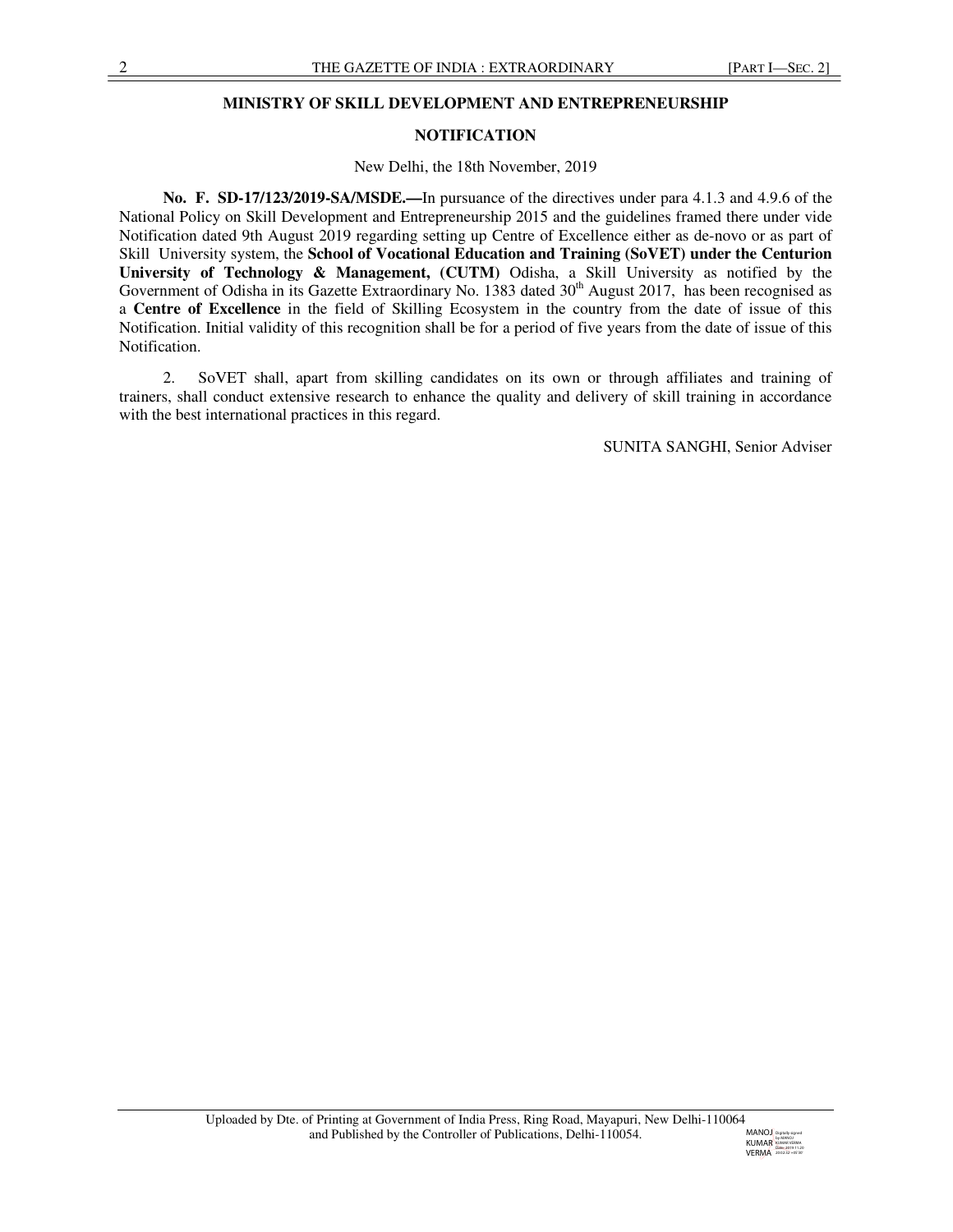## MINISTRY OF SKILL DEVELOPMENT AND ENTREPRENEURSHIP

## NOTIFICATION

New Delhi, the 18th November, 2019

**No. F. SD-17/123/2019-SA/MSDE.—**In pursuance of the directives under para 4.1.3 and 4.9.6 of the National Policy on Skill Development and Entrepreneurship 2015 and the guidelines framed there under vide Notification dated 9th August 2019 regarding setting up Centre of Excellence either as de-novo or as part of Skill University system, the **School of Vocational Education and Training (SoVET) under the Centurion University of Technology & Management, (CUTM)** Odisha, a Skill University as notified by the Government of Odisha in its Gazette Extraordinary No. 1383 dated 30th August 2017, has been recognised as a **Centre of Excellence** in the field of Skilling Ecosystem in the country from the date of issue of this Notification. Initial validity of this recognition shall be for a period of five years from the date of issue of this Notification.

2. SoVET shall, apart from skilling candidates on its own or through affiliates and training of trainers, shall conduct extensive research to enhance the quality and delivery of skill training in accordance with the best international practices in this regard.

SUNITA SANGHI, Senior Adviser

Uploaded by Dte. of Printing at Government of India Press, Ring Road, Mayapuri, New Delhi-110064 and Published by the Controller of Publications, Delhi-110054.